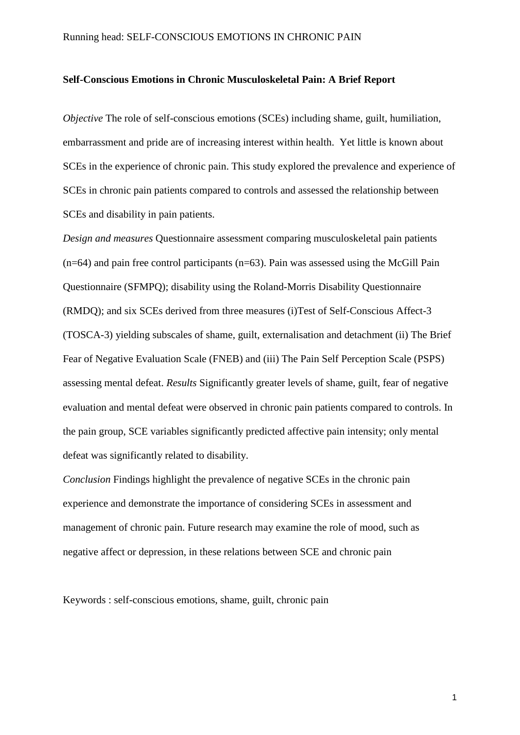# Self-Conscious Emotions in Chronic Musculoskeletal Pain: A Brief Report

*Objective* The role of self-conscious emotions (SCEs) including shame, guilt, humiliation, embarrassment and pride are of increasing interest within health. Yet little is known about SCEs in the experience of chronic pain. This study explored the prevalence and experience of SCEs in chronic pain patients compared to controls and assessed the relationship between SCEs and disability in pain patients.

*Design and measures* Questionnaire assessment comparing musculoskeletal pain patients (n=64) and pain free control participants (n=63). Pain was assessed using the McGill Pain Questionnaire (SFMPQ); disability using the Roland-Morris Disability Questionnaire (RMDQ); and six SCEs derived from three measures (i)Test of Self-Conscious Affect-3 (TOSCA-3) yielding subscales of shame, guilt, externalisation and detachment (ii) The Brief Fear of Negative Evaluation Scale (FNEB) and (iii) The Pain Self Perception Scale (PSPS) assessing mental defeat. *Results* Significantly greater levels of shame, guilt, fear of negative evaluation and mental defeat were observed in chronic pain patients compared to controls. In the pain group, SCE variables significantly predicted affective pain intensity; only mental defeat was significantly related to disability.

*Conclusion* Findings highlight the prevalence of negative SCEs in the chronic pain experience and demonstrate the importance of considering SCEs in assessment and management of chronic pain. Future research may examine the role of mood, such as negative affect or depression, in these relations between SCE and chronic pain

Keywords : self-conscious emotions, shame, guilt, chronic pain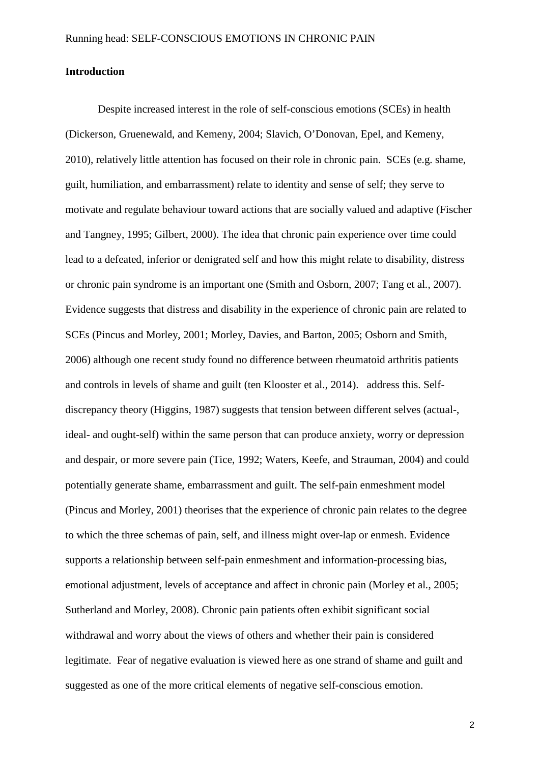**Introduction**

Despite increased interest in the role of self-conscious emotions (SCEs) in health (Dickerson, Gruenewald, and Kemeny, 2004; Slavich, O'Donovan, Epel, and Kemeny, 2010), relatively little attention has focused on their role in chronic pain. SCEs (e.g. shame, guilt, humiliation, and embarrassment) relate to identity and sense of self; they serve to motivate and regulate behaviour toward actions that are socially valued and adaptive (Fischer and Tangney, 1995; Gilbert, 2000). The idea that chronic pain experience over time could lead to a defeated, inferior or denigrated self and how this might relate to disability, distress or chronic pain syndrome is an important one (Smith and Osborn, 2007; Tang et al., 2007). Evidence suggests that distress and disability in the experience of chronic pain are related to SCEs (Pincus and Morley, 2001; Morley, Davies, and Barton, 2005; Osborn and Smith, 2006) although one recent study found no difference between rheumatoid arthritis patients and controls in levels of shame and guilt (ten Klooster et al., 2014). address this. Self-discrepancy theory (Higgins, 1987) suggests that tension between different selves (actual-, ideal- and ought-self) within the same person that can produce anxiety, worry or depression and despair, or more severe pain (Tice, 1992; Waters, Keefe, and Strauman, 2004) and could potentially generate shame, embarrassment and guilt. The self-pain enmeshment model (Pincus and Morley, 2001) theorises that the experience of chronic pain relates to the degree to which the three schemas of pain, self, and illness might over-lap or enmesh. Evidence supports a relationship between self-pain enmeshment and information-processing bias, emotional adjustment, levels of acceptance and affect in chronic pain (Morley et al., 2005; Sutherland and Morley, 2008). Chronic pain patients often exhibit significant social withdrawal and worry about the views of others and whether their pain is considered legitimate. Fear of negative evaluation is viewed here as one strand of shame and guilt and suggested as one of the more critical elements of negative self-conscious emotion.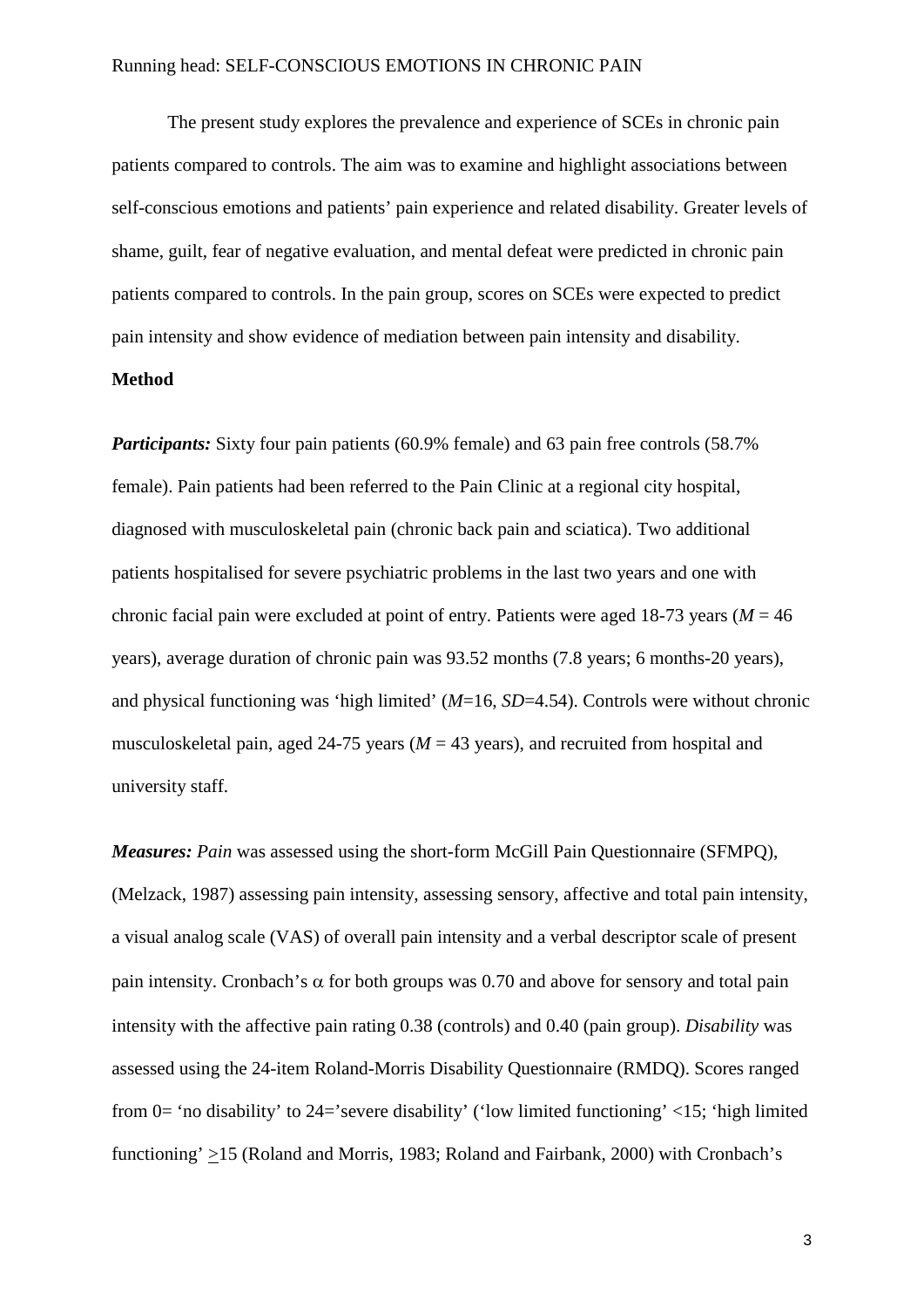The present study explores the prevalence and experience of SCEs in chronic pain patients compared to controls. The aim was to examine and highlight associations between self-conscious emotions and patients' pain experience and related disability. Greater levels of shame, guilt, fear of negative evaluation, and mental defeat were predicted in chronic pain patients compared to controls. In the pain group, scores on SCEs were expected to predict pain intensity and show evidence of mediation between pain intensity and disability.

## Method

***Participants:*** Sixty four pain patients (60.9% female) and 63 pain free controls (58.7% female). Pain patients had been referred to the Pain Clinic at a regional city hospital, diagnosed with musculoskeletal pain (chronic back pain and sciatica). Two additional patients hospitalised for severe psychiatric problems in the last two years and one with chronic facial pain were excluded at point of entry. Patients were aged 18-73 years ($M$ = 46 years), average duration of chronic pain was 93.52 months (7.8 years; 6 months-20 years), and physical functioning was 'high limited' ($M$=16, $SD$=4.54). Controls were without chronic musculoskeletal pain, aged 24-75 years ($M$ = 43 years), and recruited from hospital and university staff.

***Measures:*** *Pain* was assessed using the short-form McGill Pain Questionnaire (SFMPQ), (Melzack, 1987) assessing pain intensity, assessing sensory, affective and total pain intensity, a visual analog scale (VAS) of overall pain intensity and a verbal descriptor scale of present pain intensity. Cronbach's $\alpha$ for both groups was 0.70 and above for sensory and total pain intensity with the affective pain rating 0.38 (controls) and 0.40 (pain group). *Disability* was assessed using the 24-item Roland-Morris Disability Questionnaire (RMDQ). Scores ranged from 0= 'no disability' to 24='severe disability' ('low limited functioning' <15; 'high limited functioning' $\geq$15 (Roland and Morris, 1983; Roland and Fairbank, 2000) with Cronbach's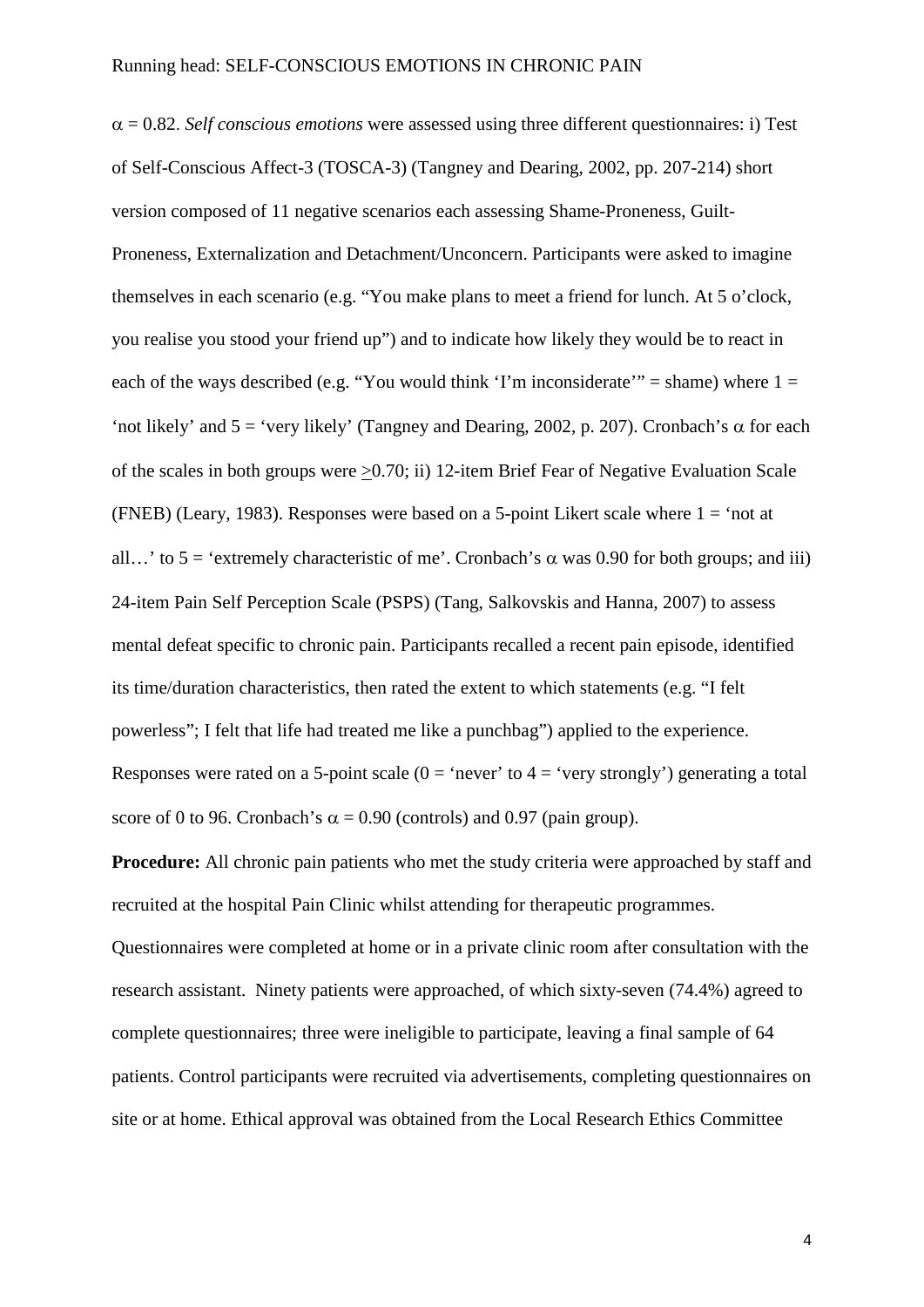$\alpha$ = 0.82. *Self conscious emotions* were assessed using three different questionnaires: i) Test of Self-Conscious Affect-3 (TOSCA-3) (Tangney and Dearing, 2002, pp. 207-214) short version composed of 11 negative scenarios each assessing Shame-Proneness, Guilt-Proneness, Externalization and Detachment/Unconcern. Participants were asked to imagine themselves in each scenario (e.g. "You make plans to meet a friend for lunch. At 5 o'clock, you realise you stood your friend up") and to indicate how likely they would be to react in each of the ways described (e.g. "You would think 'I'm inconsiderate'" = shame) where 1 = 'not likely' and 5 = 'very likely' (Tangney and Dearing, 2002, p. 207). Cronbach's $\alpha$ for each of the scales in both groups were $\geq$0.70; ii) 12-item Brief Fear of Negative Evaluation Scale (FNEB) (Leary, 1983). Responses were based on a 5-point Likert scale where 1 = 'not at all…' to 5 = 'extremely characteristic of me'. Cronbach's $\alpha$ was 0.90 for both groups; and iii) 24-item Pain Self Perception Scale (PSPS) (Tang, Salkovskis and Hanna, 2007) to assess mental defeat specific to chronic pain. Participants recalled a recent pain episode, identified its time/duration characteristics, then rated the extent to which statements (e.g. "I felt powerless"; I felt that life had treated me like a punchbag") applied to the experience. Responses were rated on a 5-point scale (0 = 'never' to 4 = 'very strongly') generating a total score of 0 to 96. Cronbach's $\alpha$ = 0.90 (controls) and 0.97 (pain group).

**Procedure:** All chronic pain patients who met the study criteria were approached by staff and recruited at the hospital Pain Clinic whilst attending for therapeutic programmes. Questionnaires were completed at home or in a private clinic room after consultation with the research assistant. Ninety patients were approached, of which sixty-seven (74.4%) agreed to complete questionnaires; three were ineligible to participate, leaving a final sample of 64 patients. Control participants were recruited via advertisements, completing questionnaires on site or at home. Ethical approval was obtained from the Local Research Ethics Committee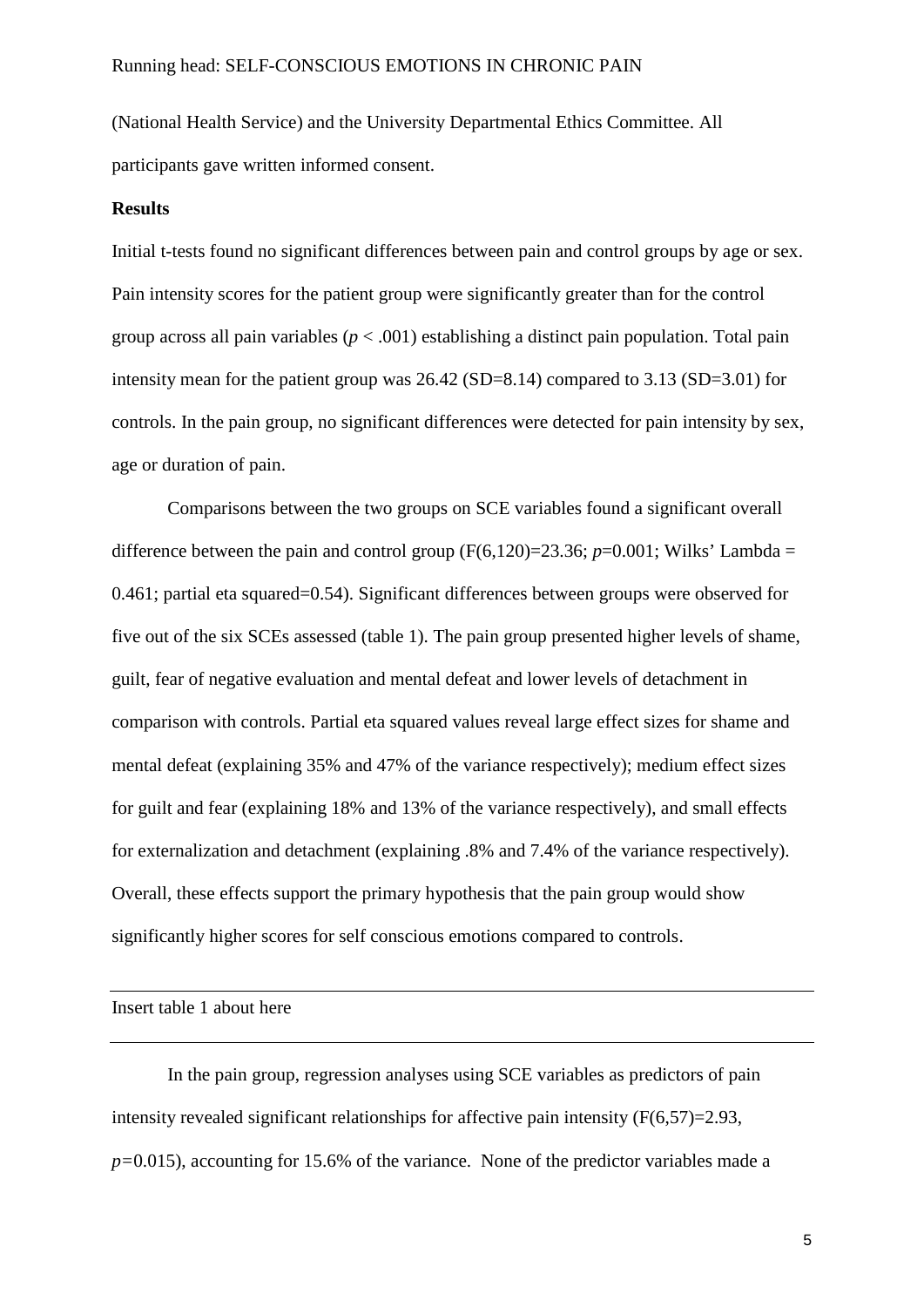(National Health Service) and the University Departmental Ethics Committee. All participants gave written informed consent.

**Results**

Initial t-tests found no significant differences between pain and control groups by age or sex. Pain intensity scores for the patient group were significantly greater than for the control group across all pain variables ($p < .001$) establishing a distinct pain population. Total pain intensity mean for the patient group was 26.42 (SD=8.14) compared to 3.13 (SD=3.01) for controls. In the pain group, no significant differences were detected for pain intensity by sex, age or duration of pain.

Comparisons between the two groups on SCE variables found a significant overall difference between the pain and control group ($F(6,120)=23.36$; $p=0.001$; Wilks' Lambda = 0.461; partial eta squared=0.54). Significant differences between groups were observed for five out of the six SCEs assessed (table 1). The pain group presented higher levels of shame, guilt, fear of negative evaluation and mental defeat and lower levels of detachment in comparison with controls. Partial eta squared values reveal large effect sizes for shame and mental defeat (explaining 35% and 47% of the variance respectively); medium effect sizes for guilt and fear (explaining 18% and 13% of the variance respectively), and small effects for externalization and detachment (explaining .8% and 7.4% of the variance respectively). Overall, these effects support the primary hypothesis that the pain group would show significantly higher scores for self conscious emotions compared to controls.

---

Insert table 1 about here

---

In the pain group, regression analyses using SCE variables as predictors of pain intensity revealed significant relationships for affective pain intensity ($F(6,57)=2.93$, $p=0.015$), accounting for 15.6% of the variance. None of the predictor variables made a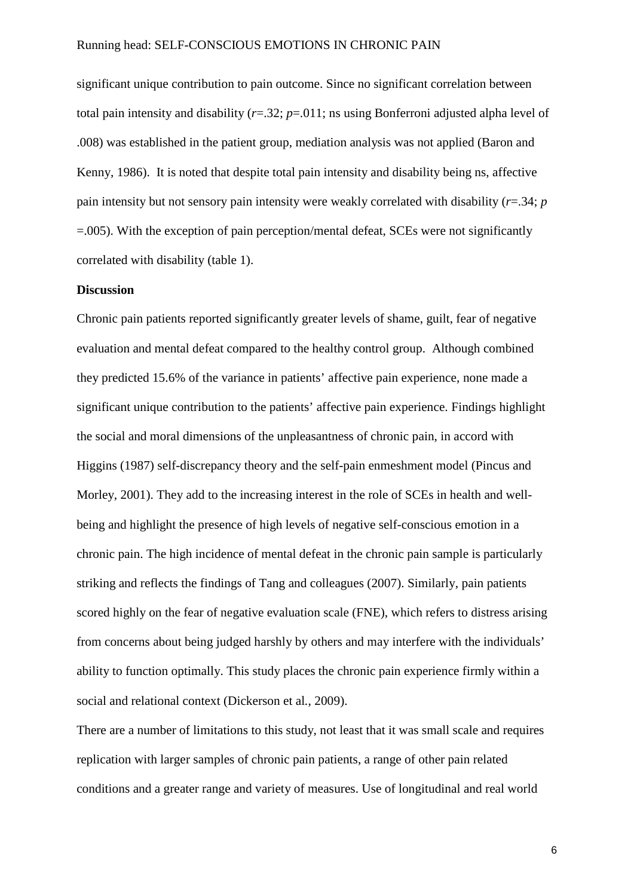significant unique contribution to pain outcome. Since no significant correlation between total pain intensity and disability ($r$=.32; $p$=.011; ns using Bonferroni adjusted alpha level of .008) was established in the patient group, mediation analysis was not applied (Baron and Kenny, 1986). It is noted that despite total pain intensity and disability being ns, affective pain intensity but not sensory pain intensity were weakly correlated with disability ($r$=.34; $p$ =.005). With the exception of pain perception/mental defeat, SCEs were not significantly correlated with disability (table 1).

**Discussion**

Chronic pain patients reported significantly greater levels of shame, guilt, fear of negative evaluation and mental defeat compared to the healthy control group. Although combined they predicted 15.6% of the variance in patients' affective pain experience, none made a significant unique contribution to the patients' affective pain experience. Findings highlight the social and moral dimensions of the unpleasantness of chronic pain, in accord with Higgins (1987) self-discrepancy theory and the self-pain enmeshment model (Pincus and Morley, 2001). They add to the increasing interest in the role of SCEs in health and well-being and highlight the presence of high levels of negative self-conscious emotion in a chronic pain. The high incidence of mental defeat in the chronic pain sample is particularly striking and reflects the findings of Tang and colleagues (2007). Similarly, pain patients scored highly on the fear of negative evaluation scale (FNE), which refers to distress arising from concerns about being judged harshly by others and may interfere with the individuals' ability to function optimally. This study places the chronic pain experience firmly within a social and relational context (Dickerson et al., 2009).

There are a number of limitations to this study, not least that it was small scale and requires replication with larger samples of chronic pain patients, a range of other pain related conditions and a greater range and variety of measures. Use of longitudinal and real world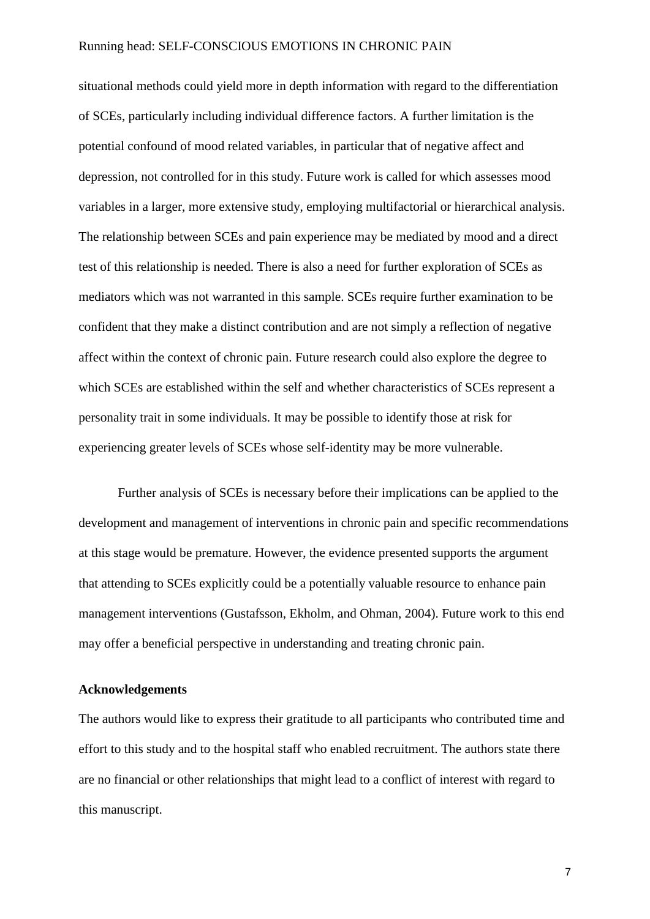situational methods could yield more in depth information with regard to the differentiation of SCEs, particularly including individual difference factors. A further limitation is the potential confound of mood related variables, in particular that of negative affect and depression, not controlled for in this study. Future work is called for which assesses mood variables in a larger, more extensive study, employing multifactorial or hierarchical analysis. The relationship between SCEs and pain experience may be mediated by mood and a direct test of this relationship is needed. There is also a need for further exploration of SCEs as mediators which was not warranted in this sample. SCEs require further examination to be confident that they make a distinct contribution and are not simply a reflection of negative affect within the context of chronic pain. Future research could also explore the degree to which SCEs are established within the self and whether characteristics of SCEs represent a personality trait in some individuals. It may be possible to identify those at risk for experiencing greater levels of SCEs whose self-identity may be more vulnerable.

Further analysis of SCEs is necessary before their implications can be applied to the development and management of interventions in chronic pain and specific recommendations at this stage would be premature. However, the evidence presented supports the argument that attending to SCEs explicitly could be a potentially valuable resource to enhance pain management interventions (Gustafsson, Ekholm, and Ohman, 2004). Future work to this end may offer a beneficial perspective in understanding and treating chronic pain.

**Acknowledgements**

The authors would like to express their gratitude to all participants who contributed time and effort to this study and to the hospital staff who enabled recruitment. The authors state there are no financial or other relationships that might lead to a conflict of interest with regard to this manuscript.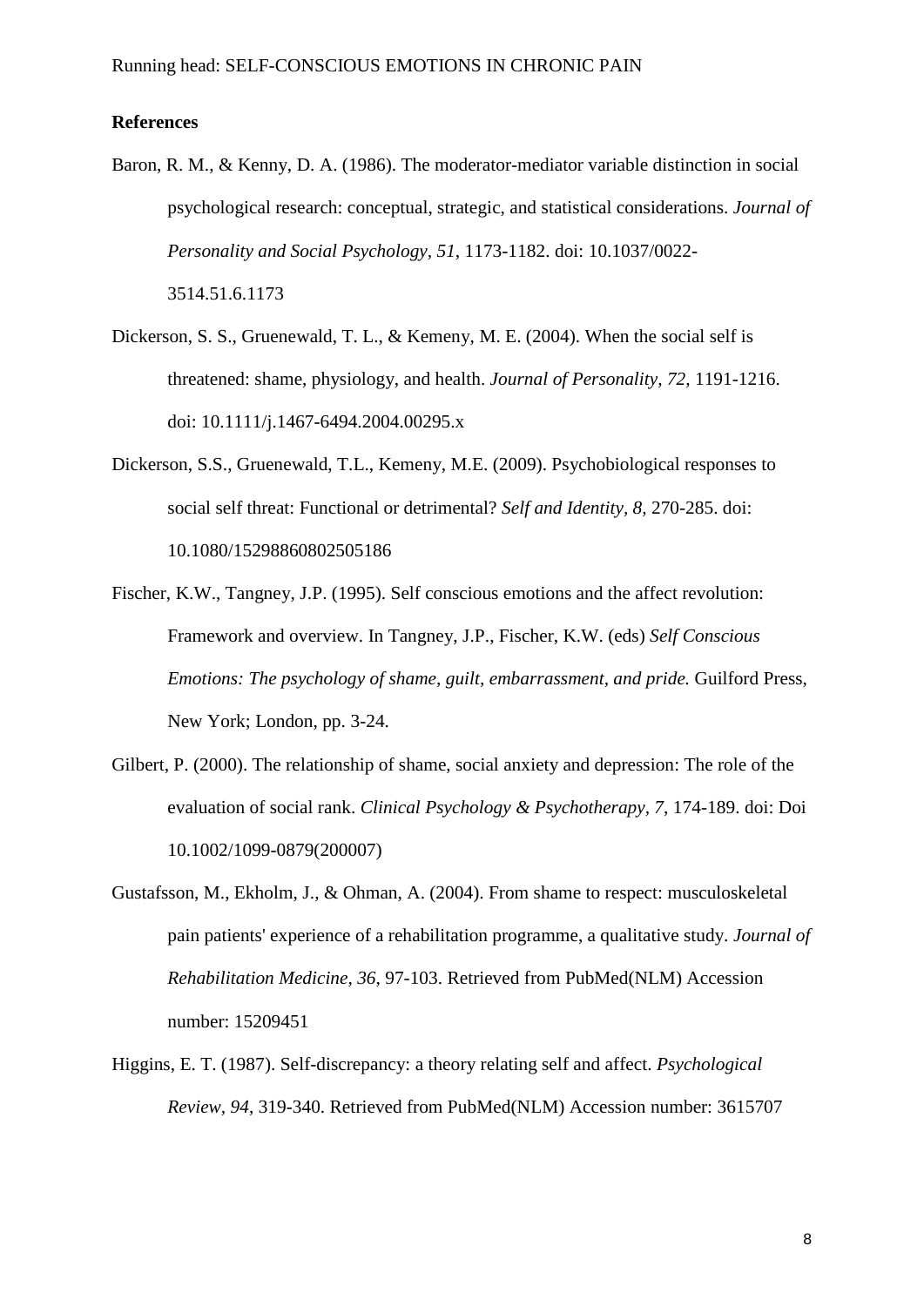**References**

Baron, R. M., & Kenny, D. A. (1986). The moderator-mediator variable distinction in social psychological research: conceptual, strategic, and statistical considerations. *Journal of Personality and Social Psychology, 51*, 1173-1182. doi: 10.1037/0022-3514.51.6.1173

Dickerson, S. S., Gruenewald, T. L., & Kemeny, M. E. (2004). When the social self is threatened: shame, physiology, and health. *Journal of Personality, 72*, 1191-1216. doi: 10.1111/j.1467-6494.2004.00295.x

Dickerson, S.S., Gruenewald, T.L., Kemeny, M.E. (2009). Psychobiological responses to social self threat: Functional or detrimental? *Self and Identity, 8*, 270-285. doi: 10.1080/15298860802505186

Fischer, K.W., Tangney, J.P. (1995). Self conscious emotions and the affect revolution: Framework and overview. In Tangney, J.P., Fischer, K.W. (eds) *Self Conscious Emotions: The psychology of shame, guilt, embarrassment, and pride.* Guilford Press, New York; London, pp. 3-24.

Gilbert, P. (2000). The relationship of shame, social anxiety and depression: The role of the evaluation of social rank. *Clinical Psychology & Psychotherapy, 7*, 174-189. doi: Doi 10.1002/1099-0879(200007)

Gustafsson, M., Ekholm, J., & Ohman, A. (2004). From shame to respect: musculoskeletal pain patients' experience of a rehabilitation programme, a qualitative study. *Journal of Rehabilitation Medicine, 36*, 97-103. Retrieved from PubMed(NLM) Accession number: 15209451

Higgins, E. T. (1987). Self-discrepancy: a theory relating self and affect. *Psychological Review, 94*, 319-340. Retrieved from PubMed(NLM) Accession number: 3615707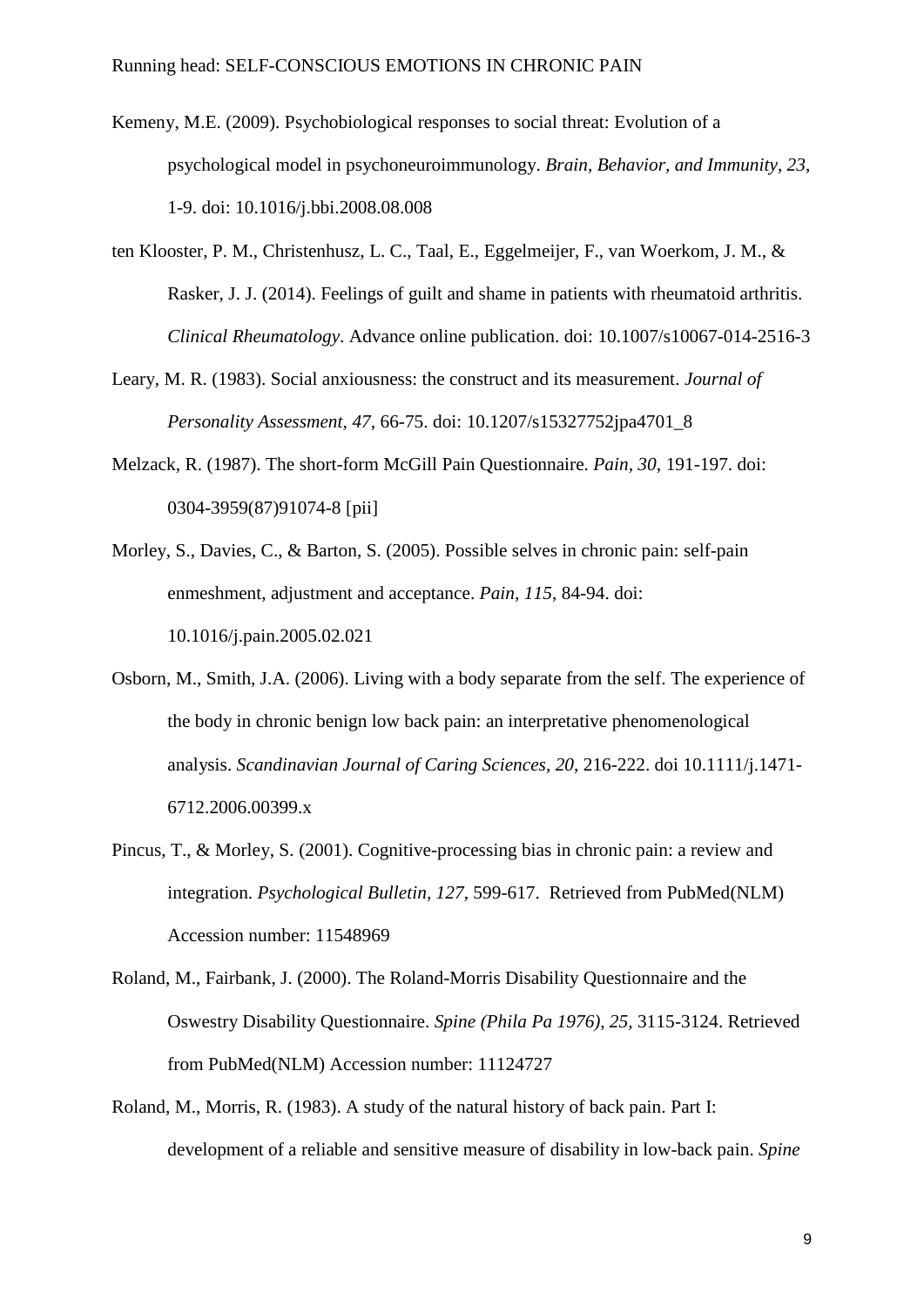Kemeny, M.E. (2009). Psychobiological responses to social threat: Evolution of a psychological model in psychoneuroimmunology. *Brain, Behavior, and Immunity, 23*, 1-9. doi: 10.1016/j.bbi.2008.08.008

ten Klooster, P. M., Christenhusz, L. C., Taal, E., Eggelmeijer, F., van Woerkom, J. M., & Rasker, J. J. (2014). Feelings of guilt and shame in patients with rheumatoid arthritis. *Clinical Rheumatology.* Advance online publication. doi: 10.1007/s10067-014-2516-3

Leary, M. R. (1983). Social anxiousness: the construct and its measurement. *Journal of Personality Assessment, 47*, 66-75. doi: 10.1207/s15327752jpa4701_8

Melzack, R. (1987). The short-form McGill Pain Questionnaire. *Pain, 30*, 191-197. doi: 0304-3959(87)91074-8 [pii]

Morley, S., Davies, C., & Barton, S. (2005). Possible selves in chronic pain: self-pain enmeshment, adjustment and acceptance. *Pain, 115*, 84-94. doi: 10.1016/j.pain.2005.02.021

Osborn, M., Smith, J.A. (2006). Living with a body separate from the self. The experience of the body in chronic benign low back pain: an interpretative phenomenological analysis. *Scandinavian Journal of Caring Sciences, 20*, 216-222. doi 10.1111/j.1471-6712.2006.00399.x

Pincus, T., & Morley, S. (2001). Cognitive-processing bias in chronic pain: a review and integration. *Psychological Bulletin, 127*, 599-617. Retrieved from PubMed(NLM) Accession number: 11548969

Roland, M., Fairbank, J. (2000). The Roland-Morris Disability Questionnaire and the Oswestry Disability Questionnaire. *Spine (Phila Pa 1976), 25,* 3115-3124. Retrieved from PubMed(NLM) Accession number: 11124727

Roland, M., Morris, R. (1983). A study of the natural history of back pain. Part I: development of a reliable and sensitive measure of disability in low-back pain. *Spine*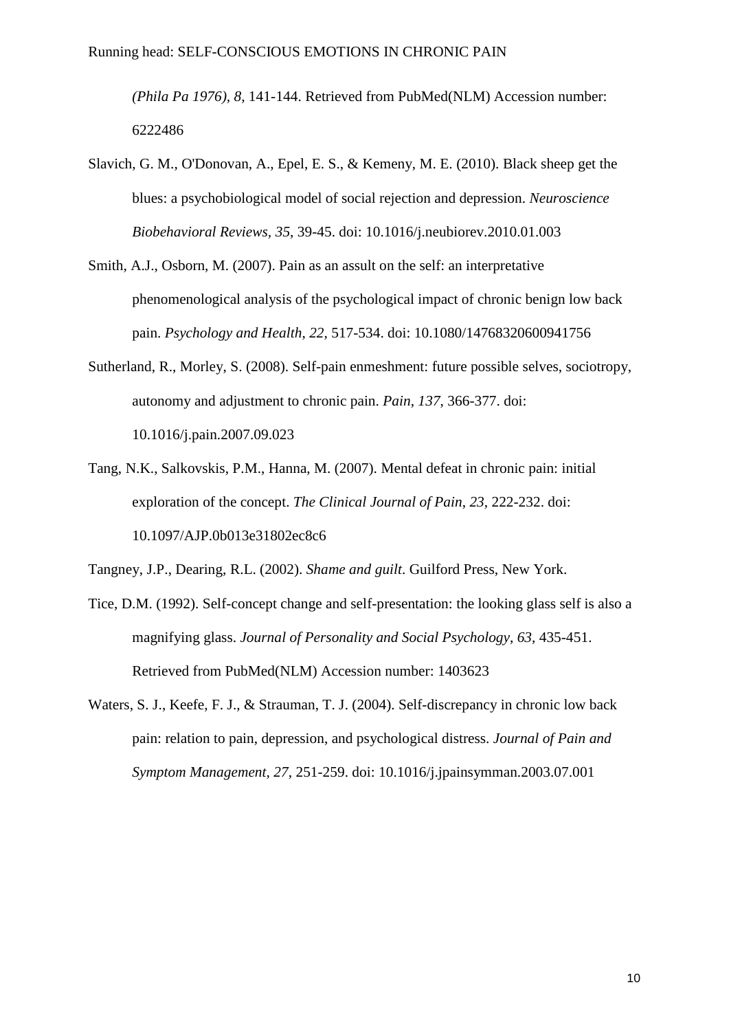*(Phila Pa 1976)*, *8*, 141-144. Retrieved from PubMed(NLM) Accession number: 6222486

Slavich, G. M., O'Donovan, A., Epel, E. S., & Kemeny, M. E. (2010). Black sheep get the blues: a psychobiological model of social rejection and depression. *Neuroscience Biobehavioral Reviews*, *35*, 39-45. doi: 10.1016/j.neubiorev.2010.01.003

Smith, A.J., Osborn, M. (2007). Pain as an assult on the self: an interpretative phenomenological analysis of the psychological impact of chronic benign low back pain. *Psychology and Health*, *22*, 517-534. doi: 10.1080/14768320600941756

Sutherland, R., Morley, S. (2008). Self-pain enmeshment: future possible selves, sociotropy, autonomy and adjustment to chronic pain. *Pain*, *137*, 366-377. doi: 10.1016/j.pain.2007.09.023

Tang, N.K., Salkovskis, P.M., Hanna, M. (2007). Mental defeat in chronic pain: initial exploration of the concept. *The Clinical Journal of Pain*, *23*, 222-232. doi: 10.1097/AJP.0b013e31802ec8c6

Tangney, J.P., Dearing, R.L. (2002). *Shame and guilt*. Guilford Press, New York.

Tice, D.M. (1992). Self-concept change and self-presentation: the looking glass self is also a magnifying glass. *Journal of Personality and Social Psychology*, *63*, 435-451. Retrieved from PubMed(NLM) Accession number: 1403623

Waters, S. J., Keefe, F. J., & Strauman, T. J. (2004). Self-discrepancy in chronic low back pain: relation to pain, depression, and psychological distress. *Journal of Pain and Symptom Management*, *27*, 251-259. doi: 10.1016/j.jpainsymman.2003.07.001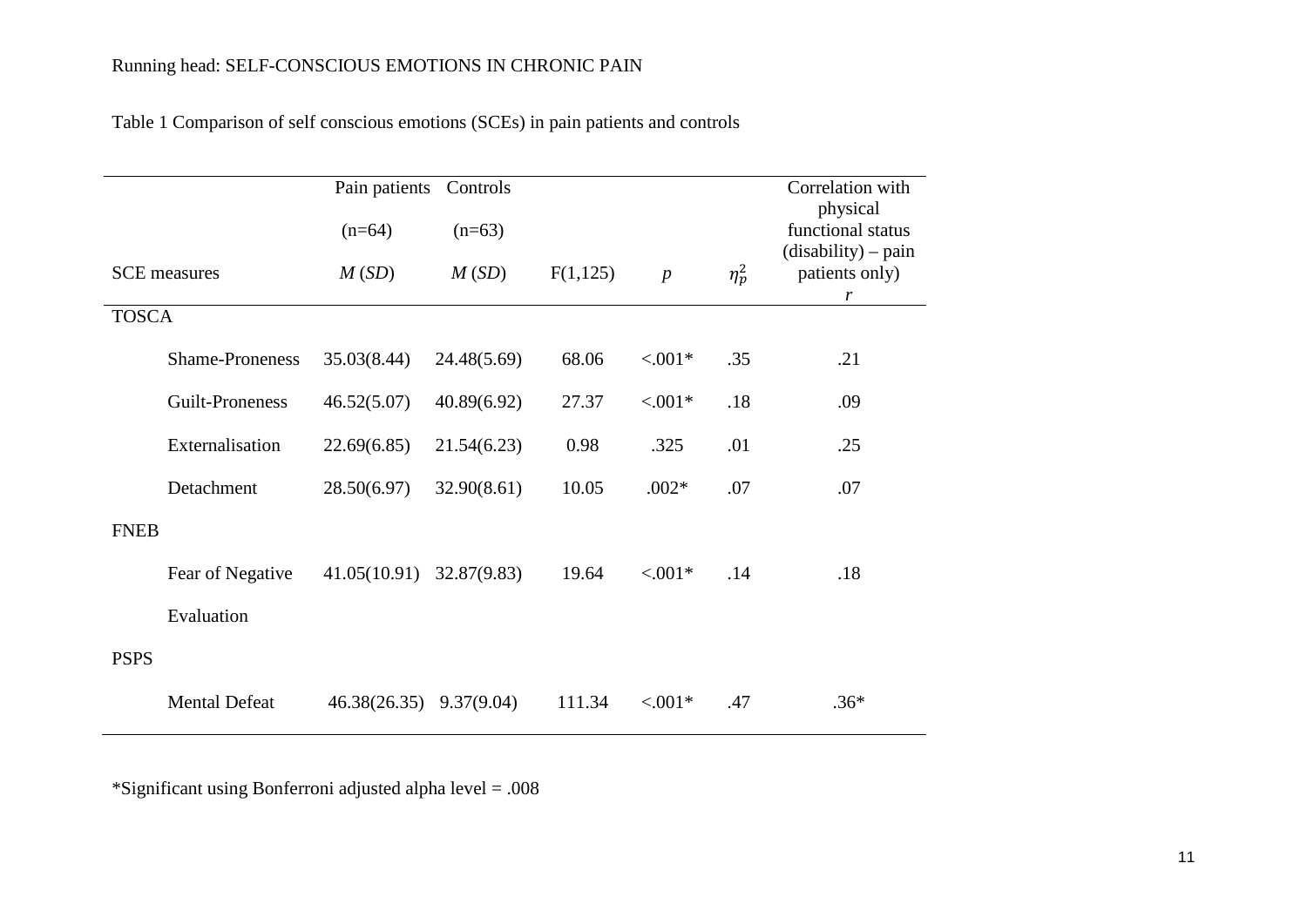Table 1 Comparison of self conscious emotions (SCEs) in pain patients and controls

| SCE measures | Pain patients (n=64) *M* (*SD*) | Controls (n=63) *M* (*SD*) | F(1,125) | *p* | $\eta_p^2$ | Correlation with physical functional status (disability) – pain patients only) *r* |
|---|---|---|---|---|---|---|
| TOSCA | | | | | | |
| Shame-Proneness | 35.03(8.44) | 24.48(5.69) | 68.06 | <.001* | .35 | .21 |
| Guilt-Proneness | 46.52(5.07) | 40.89(6.92) | 27.37 | <.001* | .18 | .09 |
| Externalisation | 22.69(6.85) | 21.54(6.23) | 0.98 | .325 | .01 | .25 |
| Detachment | 28.50(6.97) | 32.90(8.61) | 10.05 | .002* | .07 | .07 |
| FNEB | | | | | | |
| Fear of Negative Evaluation | 41.05(10.91) | 32.87(9.83) | 19.64 | <.001* | .14 | .18 |
| PSPS | | | | | | |
| Mental Defeat | 46.38(26.35) | 9.37(9.04) | 111.34 | <.001* | .47 | .36* |

*Significant using Bonferroni adjusted alpha level = .008